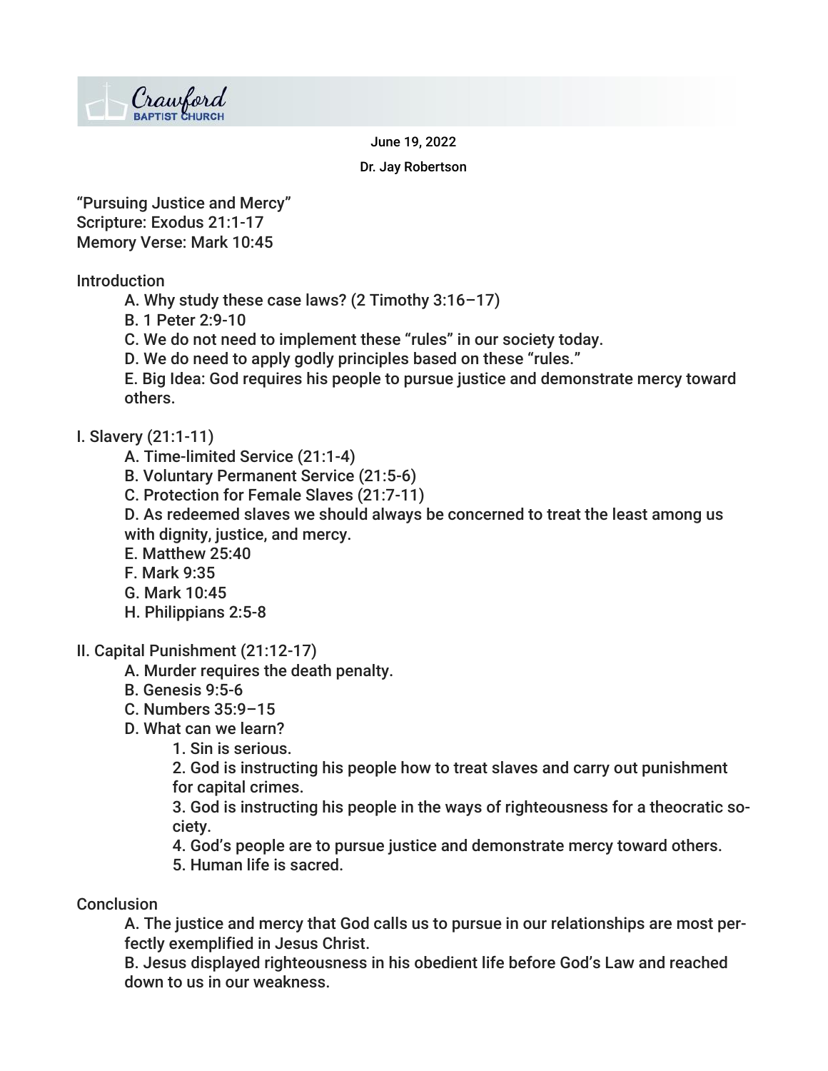Crawford Baptist Church

June 19, 2022

Dr. Jay Robertson

“Pursuing Justice and Mercy”
Scripture: Exodus 21:1-17
Memory Verse: Mark 10:45

Introduction

- A. Why study these case laws? (2 Timothy 3:16–17)
- B. 1 Peter 2:9-10
- C. We do not need to implement these “rules” in our society today.
- D. We do need to apply godly principles based on these “rules.”
- E. Big Idea: God requires his people to pursue justice and demonstrate mercy toward others.

I. Slavery (21:1-11)

- A. Time-limited Service (21:1-4)
- B. Voluntary Permanent Service (21:5-6)
- C. Protection for Female Slaves (21:7-11)
- D. As redeemed slaves we should always be concerned to treat the least among us with dignity, justice, and mercy.
- E. Matthew 25:40
- F. Mark 9:35
- G. Mark 10:45
- H. Philippians 2:5-8

II. Capital Punishment (21:12-17)

- A. Murder requires the death penalty.
- B. Genesis 9:5-6
- C. Numbers 35:9–15
- D. What can we learn?
  1. Sin is serious.
  2. God is instructing his people how to treat slaves and carry out punishment for capital crimes.
  3. God is instructing his people in the ways of righteousness for a theocratic society.
  4. God’s people are to pursue justice and demonstrate mercy toward others.
  5. Human life is sacred.

Conclusion

- A. The justice and mercy that God calls us to pursue in our relationships are most perfectly exemplified in Jesus Christ.
- B. Jesus displayed righteousness in his obedient life before God’s Law and reached down to us in our weakness.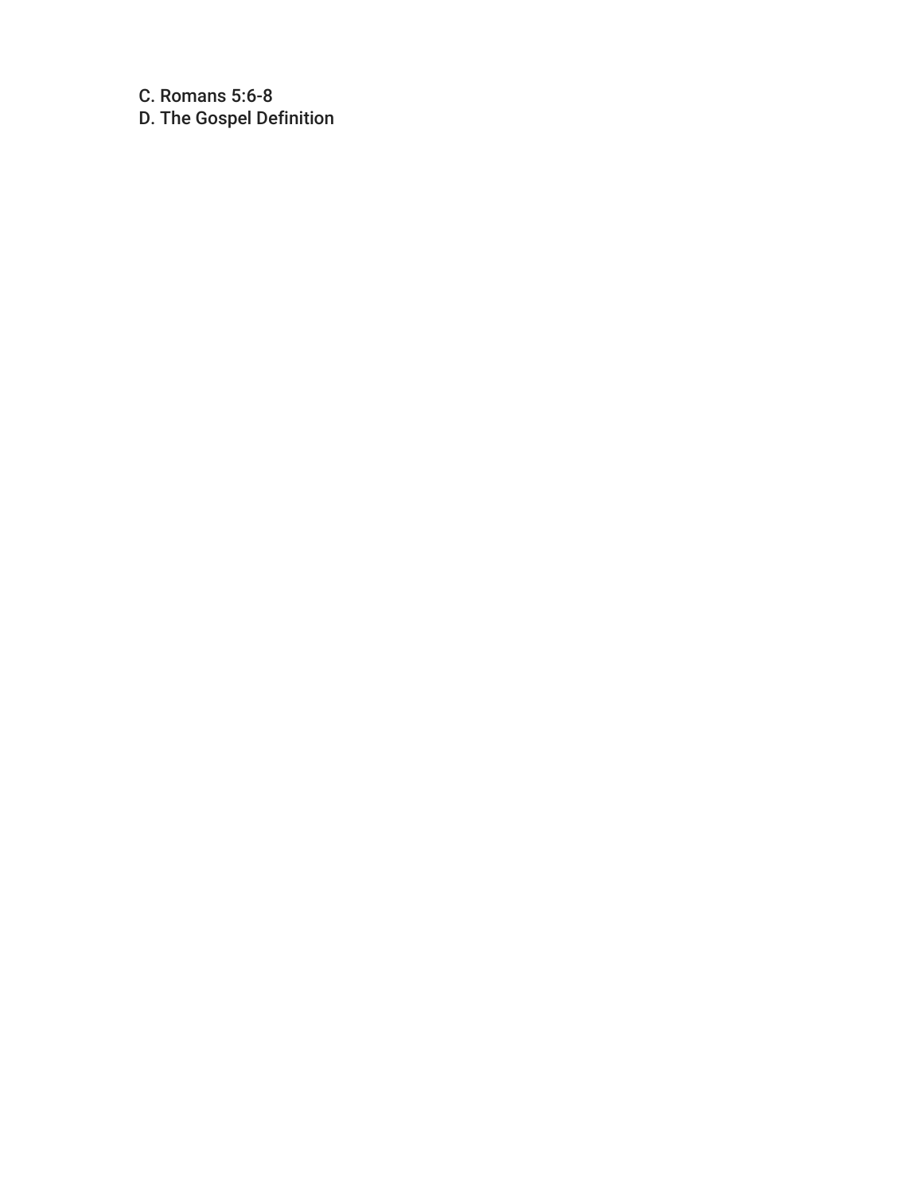C. Romans 5:6-8
D. The Gospel Definition